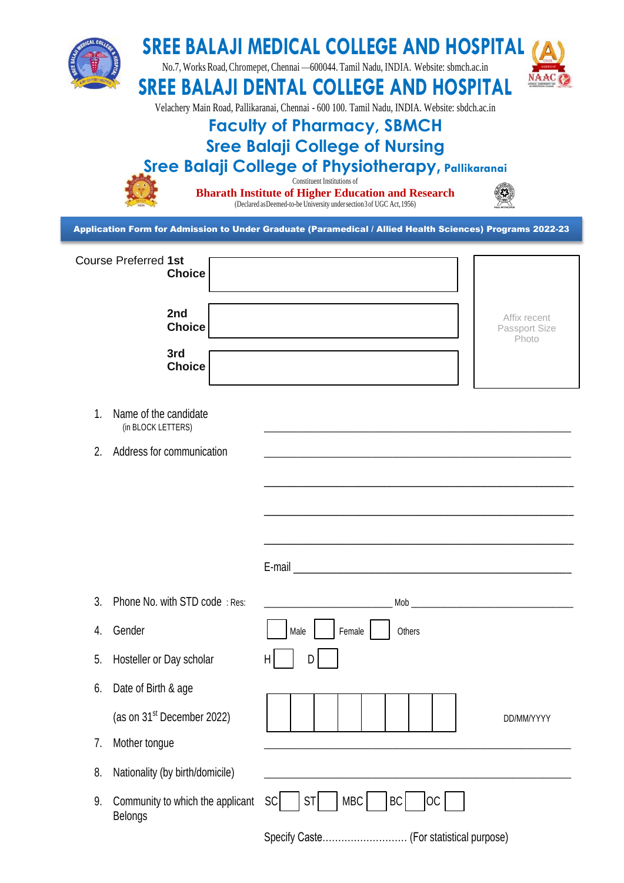# SREE BALAJI MEDICAL COLLEGE AND HOSPITAL

No.7, Works Road, Chromepet, Chennai —600044. Tamil Nadu, INDIA. Website: sbmch.ac.in

# SREE BALAJI DENTAL COLLEGE AND HOSPITAL

Velachery Main Road, Pallikaranai, Chennai - 600 100. Tamil Nadu, INDIA. Website: sbdch.ac.in

## Faculty of Pharmacy, SBMCH

## Sree Balaji College of Nursing

## Sree Balaji College of Physiotherapy, Pallikaranai

Constituent Institutions of

**Bharath Institute of Higher Education and Research**

(Declared as Deemed-to-be University under section 3 of UGC Act, 1956)

**Application Form for Admission to Under Graduate (Paramedical / Allied Health Sciences) Programs 2022-23**

Course Preferred **1st Choice** ____________________

**2nd Choice** ____________________

**3rd Choice** ____________________

Affix recent Passport Size Photo

1. Name of the candidate (in BLOCK LETTERS) ____________________
2. Address for communication ____________________
   ____________________
   ____________________
   ____________________
   E-mail ____________________
3. Phone No. with STD code : Res: ____________________ Mob ____________________
4. Gender ☐ Male ☐ Female ☐ Others
5. Hosteller or Day scholar H ☐ D ☐
6. Date of Birth & age (as on 31st December 2022) ☐☐☐☐☐☐☐☐ DD/MM/YYYY
7. Mother tongue ____________________
8. Nationality (by birth/domicile) ____________________
9. Community to which the applicant Belongs SC ☐ ST ☐ MBC ☐ BC ☐ OC ☐

   Specify Caste.......................... (For statistical purpose)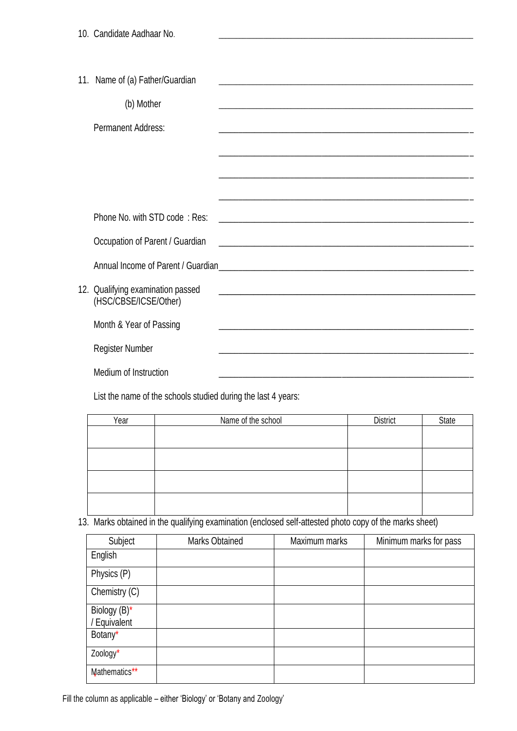10. Candidate Aadhaar No. ______________________________________________

11. Name of (a) Father/Guardian ______________________________________________

    (b) Mother ______________________________________________

    Permanent Address: ______________________________________________

    ______________________________________________

    ______________________________________________

    ______________________________________________

    Phone No. with STD code : Res: ______________________________________________

    Occupation of Parent / Guardian ______________________________________________

    Annual Income of Parent / Guardian______________________________________________

12. Qualifying examination passed (HSC/CBSE/ICSE/Other) ______________________________________________

    Month & Year of Passing ______________________________________________

    Register Number ______________________________________________

    Medium of Instruction ______________________________________________

    List the name of the schools studied during the last 4 years:

| Year | Name of the school | District | State |
|---|---|---|---|
| | | | |
| | | | |
| | | | |
| | | | |

13. Marks obtained in the qualifying examination (enclosed self-attested photo copy of the marks sheet)

| Subject | Marks Obtained | Maximum marks | Minimum marks for pass |
|---|---|---|---|
| English | | | |
| Physics (P) | | | |
| Chemistry (C) | | | |
| Biology (B)* / Equivalent | | | |
| Botany* | | | |
| Zoology* | | | |
| Mathematics** | | | |

Fill the column as applicable – either 'Biology' or 'Botany and Zoology'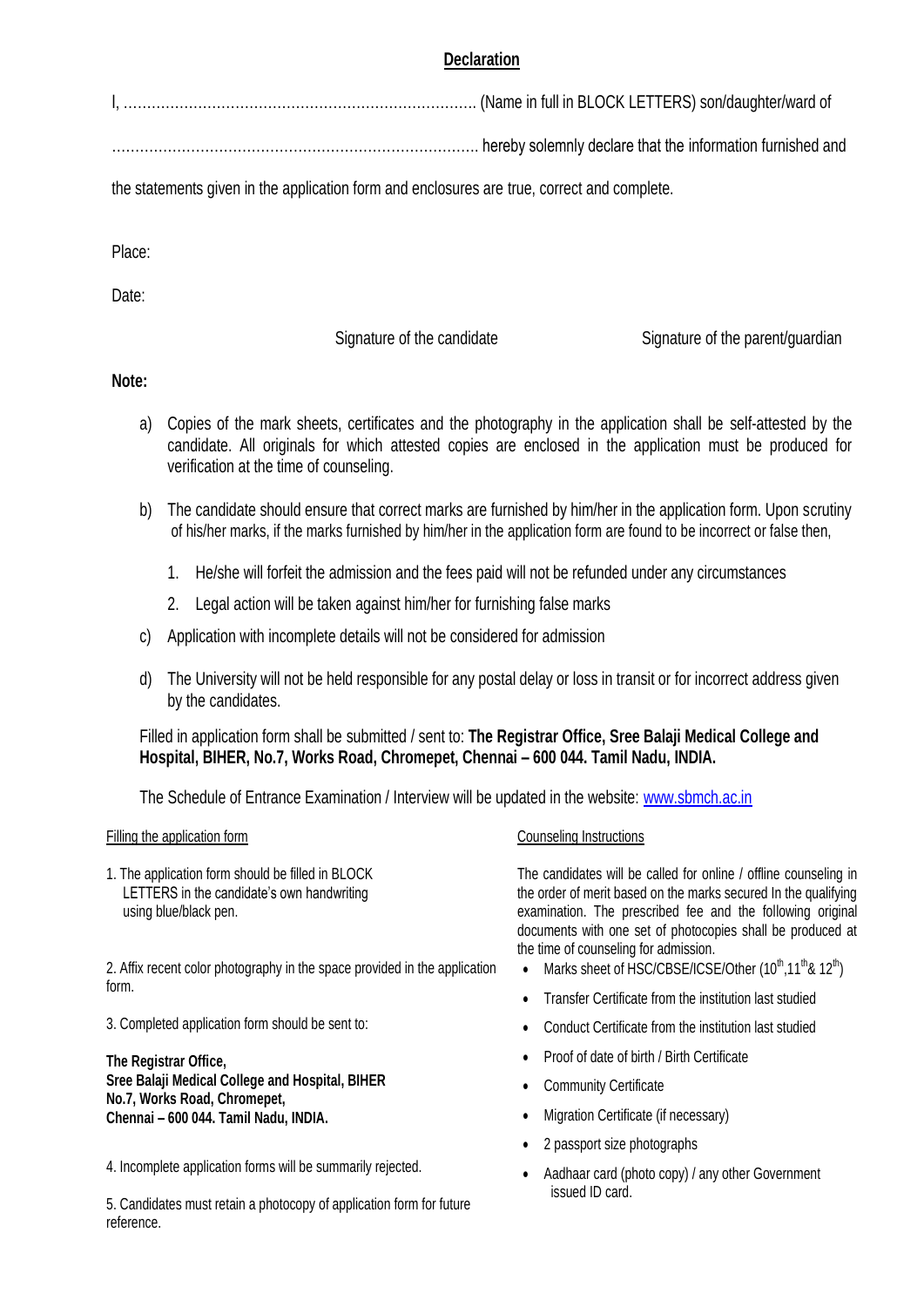## Declaration

I, ………………………………………………………………… (Name in full in BLOCK LETTERS) son/daughter/ward of

…………………………………………………………………… hereby solemnly declare that the information furnished and the statements given in the application form and enclosures are true, correct and complete.

Place:

Date:

Signature of the candidate Signature of the parent/guardian

**Note:**

a) Copies of the mark sheets, certificates and the photography in the application shall be self-attested by the candidate. All originals for which attested copies are enclosed in the application must be produced for verification at the time of counseling.

b) The candidate should ensure that correct marks are furnished by him/her in the application form. Upon scrutiny of his/her marks, if the marks furnished by him/her in the application form are found to be incorrect or false then,

   1. He/she will forfeit the admission and the fees paid will not be refunded under any circumstances
   2. Legal action will be taken against him/her for furnishing false marks

c) Application with incomplete details will not be considered for admission

d) The University will not be held responsible for any postal delay or loss in transit or for incorrect address given by the candidates.

Filled in application form shall be submitted / sent to: **The Registrar Office, Sree Balaji Medical College and Hospital, BIHER, No.7, Works Road, Chromepet, Chennai – 600 044. Tamil Nadu, INDIA.**

The Schedule of Entrance Examination / Interview will be updated in the website: www.sbmch.ac.in

Filling the application form

1. The application form should be filled in BLOCK LETTERS in the candidate's own handwriting using blue/black pen.

2. Affix recent color photography in the space provided in the application form.

3. Completed application form should be sent to:

**The Registrar Office,**
**Sree Balaji Medical College and Hospital, BIHER**
**No.7, Works Road, Chromepet,**
**Chennai – 600 044. Tamil Nadu, INDIA.**

4. Incomplete application forms will be summarily rejected.

5. Candidates must retain a photocopy of application form for future reference.

Counseling Instructions

The candidates will be called for online / offline counseling in the order of merit based on the marks secured In the qualifying examination. The prescribed fee and the following original documents with one set of photocopies shall be produced at the time of counseling for admission.

- Marks sheet of HSC/CBSE/ICSE/Other (10th,11th& 12th)
- Transfer Certificate from the institution last studied
- Conduct Certificate from the institution last studied
- Proof of date of birth / Birth Certificate
- Community Certificate
- Migration Certificate (if necessary)
- 2 passport size photographs
- Aadhaar card (photo copy) / any other Government issued ID card.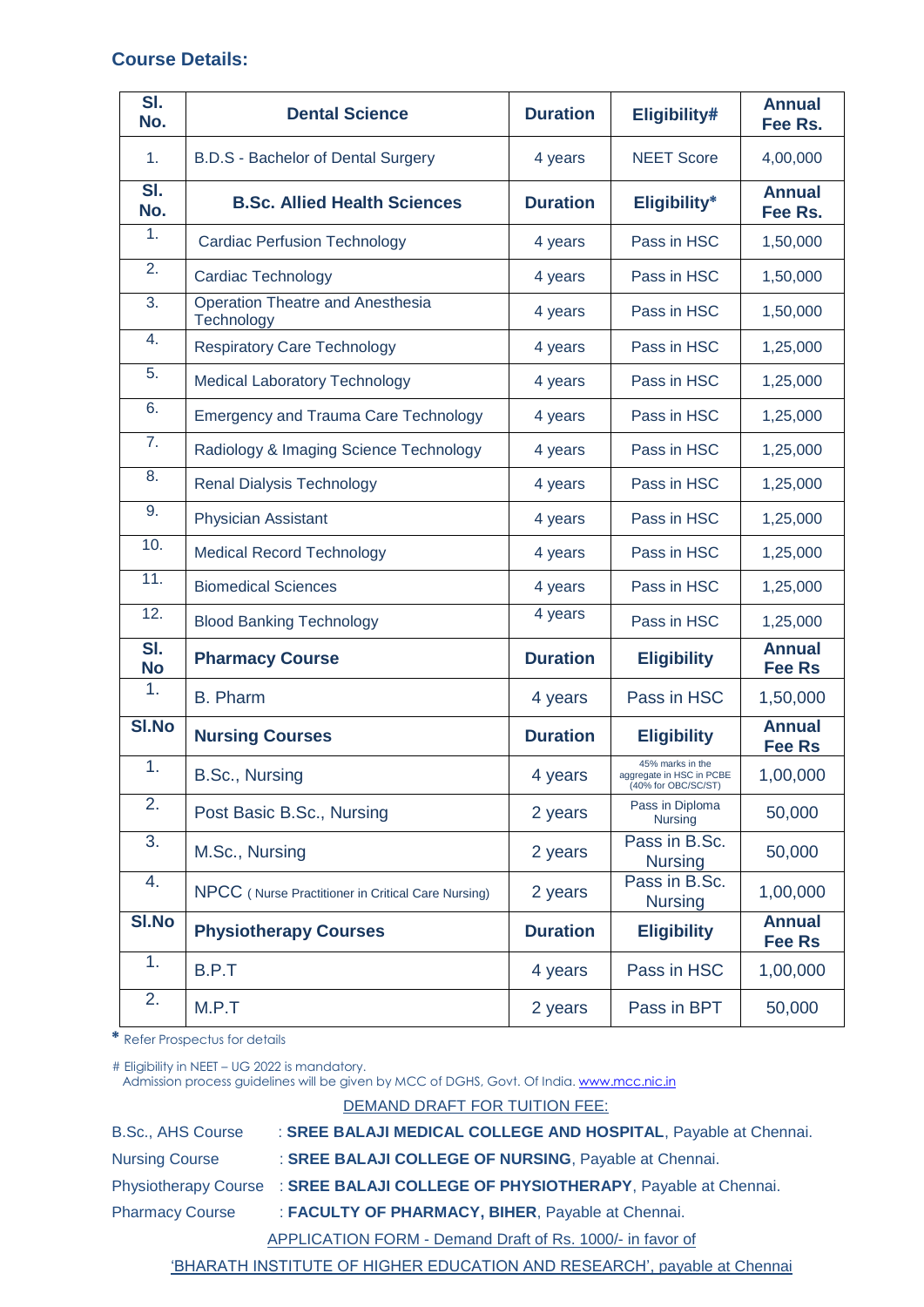## Course Details:

| Sl. No. | Dental Science | Duration | Eligibility# | Annual Fee Rs. |
|---|---|---|---|---|
| 1. | B.D.S - Bachelor of Dental Surgery | 4 years | NEET Score | 4,00,000 |
| **Sl. No.** | **B.Sc. Allied Health Sciences** | **Duration** | **Eligibility*** | **Annual Fee Rs.** |
| 1. | Cardiac Perfusion Technology | 4 years | Pass in HSC | 1,50,000 |
| 2. | Cardiac Technology | 4 years | Pass in HSC | 1,50,000 |
| 3. | Operation Theatre and Anesthesia Technology | 4 years | Pass in HSC | 1,50,000 |
| 4. | Respiratory Care Technology | 4 years | Pass in HSC | 1,25,000 |
| 5. | Medical Laboratory Technology | 4 years | Pass in HSC | 1,25,000 |
| 6. | Emergency and Trauma Care Technology | 4 years | Pass in HSC | 1,25,000 |
| 7. | Radiology & Imaging Science Technology | 4 years | Pass in HSC | 1,25,000 |
| 8. | Renal Dialysis Technology | 4 years | Pass in HSC | 1,25,000 |
| 9. | Physician Assistant | 4 years | Pass in HSC | 1,25,000 |
| 10. | Medical Record Technology | 4 years | Pass in HSC | 1,25,000 |
| 11. | Biomedical Sciences | 4 years | Pass in HSC | 1,25,000 |
| 12. | Blood Banking Technology | 4 years | Pass in HSC | 1,25,000 |
| **Sl. No** | **Pharmacy Course** | **Duration** | **Eligibility** | **Annual Fee Rs** |
| 1. | B. Pharm | 4 years | Pass in HSC | 1,50,000 |
| **Sl.No** | **Nursing Courses** | **Duration** | **Eligibility** | **Annual Fee Rs** |
| 1. | B.Sc., Nursing | 4 years | 45% marks in the aggregate in HSC in PCBE (40% for OBC/SC/ST) | 1,00,000 |
| 2. | Post Basic B.Sc., Nursing | 2 years | Pass in Diploma Nursing | 50,000 |
| 3. | M.Sc., Nursing | 2 years | Pass in B.Sc. Nursing | 50,000 |
| 4. | NPCC ( Nurse Practitioner in Critical Care Nursing) | 2 years | Pass in B.Sc. Nursing | 1,00,000 |
| **Sl.No** | **Physiotherapy Courses** | **Duration** | **Eligibility** | **Annual Fee Rs** |
| 1. | B.P.T | 4 years | Pass in HSC | 1,00,000 |
| 2. | M.P.T | 2 years | Pass in BPT | 50,000 |

* Refer Prospectus for details

# Eligibility in NEET – UG 2022 is mandatory.
Admission process guidelines will be given by MCC of DGHS, Govt. Of India. www.mcc.nic.in

DEMAND DRAFT FOR TUITION FEE:

B.Sc., AHS Course : **SREE BALAJI MEDICAL COLLEGE AND HOSPITAL**, Payable at Chennai.

Nursing Course : **SREE BALAJI COLLEGE OF NURSING**, Payable at Chennai.

Physiotherapy Course : **SREE BALAJI COLLEGE OF PHYSIOTHERAPY**, Payable at Chennai.

Pharmacy Course : **FACULTY OF PHARMACY, BIHER**, Payable at Chennai.

APPLICATION FORM - Demand Draft of Rs. 1000/- in favor of

'BHARATH INSTITUTE OF HIGHER EDUCATION AND RESEARCH', payable at Chennai